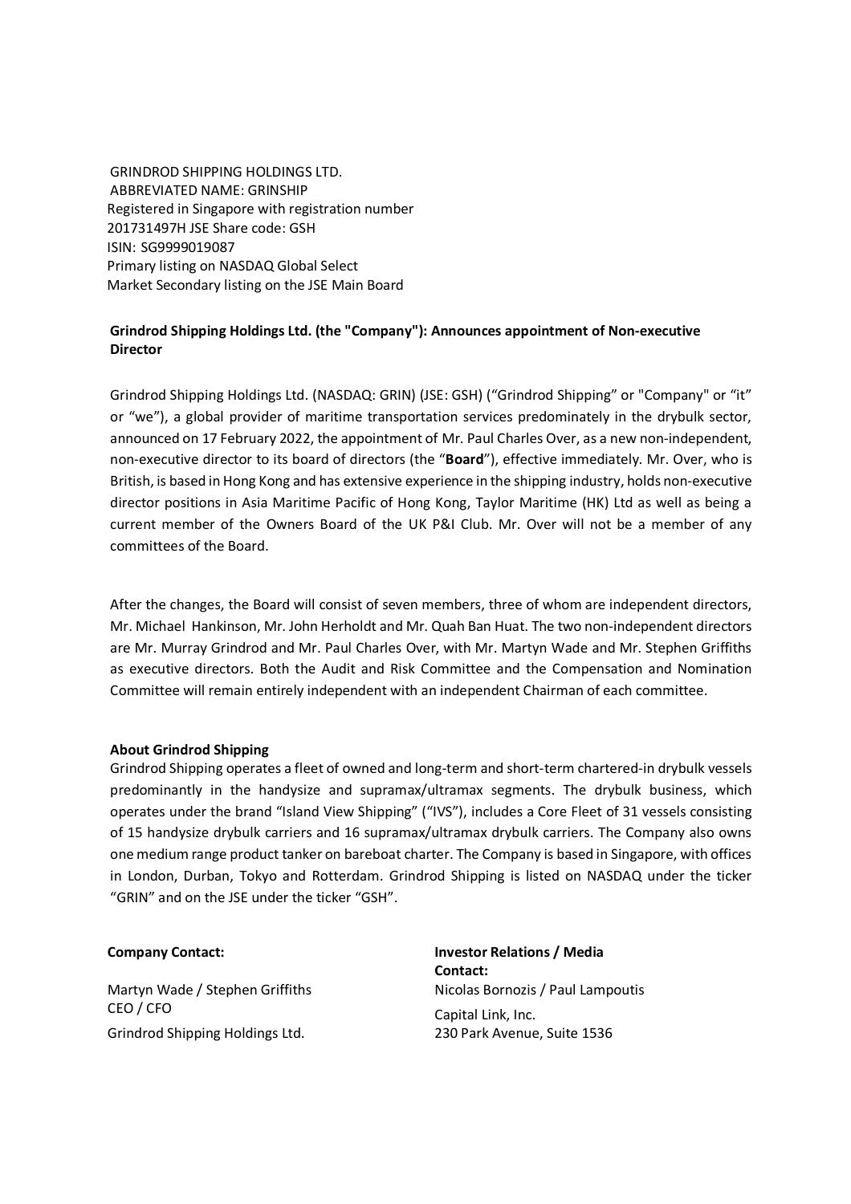GRINDROD SHIPPING HOLDINGS LTD.
ABBREVIATED NAME: GRINSHIP
Registered in Singapore with registration number
201731497H JSE Share code: GSH
ISIN: SG9999019087
Primary listing on NASDAQ Global Select
Market Secondary listing on the JSE Main Board

**Grindrod Shipping Holdings Ltd. (the "Company"): Announces appointment of Non-executive Director**

Grindrod Shipping Holdings Ltd. (NASDAQ: GRIN) (JSE: GSH) ("Grindrod Shipping" or "Company" or "it" or "we"), a global provider of maritime transportation services predominately in the drybulk sector, announced on 17 February 2022, the appointment of Mr. Paul Charles Over, as a new non-independent, non-executive director to its board of directors (the "**Board**"), effective immediately. Mr. Over, who is British, is based in Hong Kong and has extensive experience in the shipping industry, holds non-executive director positions in Asia Maritime Pacific of Hong Kong, Taylor Maritime (HK) Ltd as well as being a current member of the Owners Board of the UK P&I Club. Mr. Over will not be a member of any committees of the Board.

After the changes, the Board will consist of seven members, three of whom are independent directors, Mr. Michael Hankinson, Mr. John Herholdt and Mr. Quah Ban Huat. The two non-independent directors are Mr. Murray Grindrod and Mr. Paul Charles Over, with Mr. Martyn Wade and Mr. Stephen Griffiths as executive directors. Both the Audit and Risk Committee and the Compensation and Nomination Committee will remain entirely independent with an independent Chairman of each committee.

**About Grindrod Shipping**

Grindrod Shipping operates a fleet of owned and long-term and short-term chartered-in drybulk vessels predominantly in the handysize and supramax/ultramax segments. The drybulk business, which operates under the brand "Island View Shipping" ("IVS"), includes a Core Fleet of 31 vessels consisting of 15 handysize drybulk carriers and 16 supramax/ultramax drybulk carriers. The Company also owns one medium range product tanker on bareboat charter. The Company is based in Singapore, with offices in London, Durban, Tokyo and Rotterdam. Grindrod Shipping is listed on NASDAQ under the ticker "GRIN" and on the JSE under the ticker "GSH".

**Company Contact:**

Martyn Wade / Stephen Griffiths
CEO / CFO
Grindrod Shipping Holdings Ltd.

**Investor Relations / Media Contact:**

Nicolas Bornozis / Paul Lampoutis
Capital Link, Inc.
230 Park Avenue, Suite 1536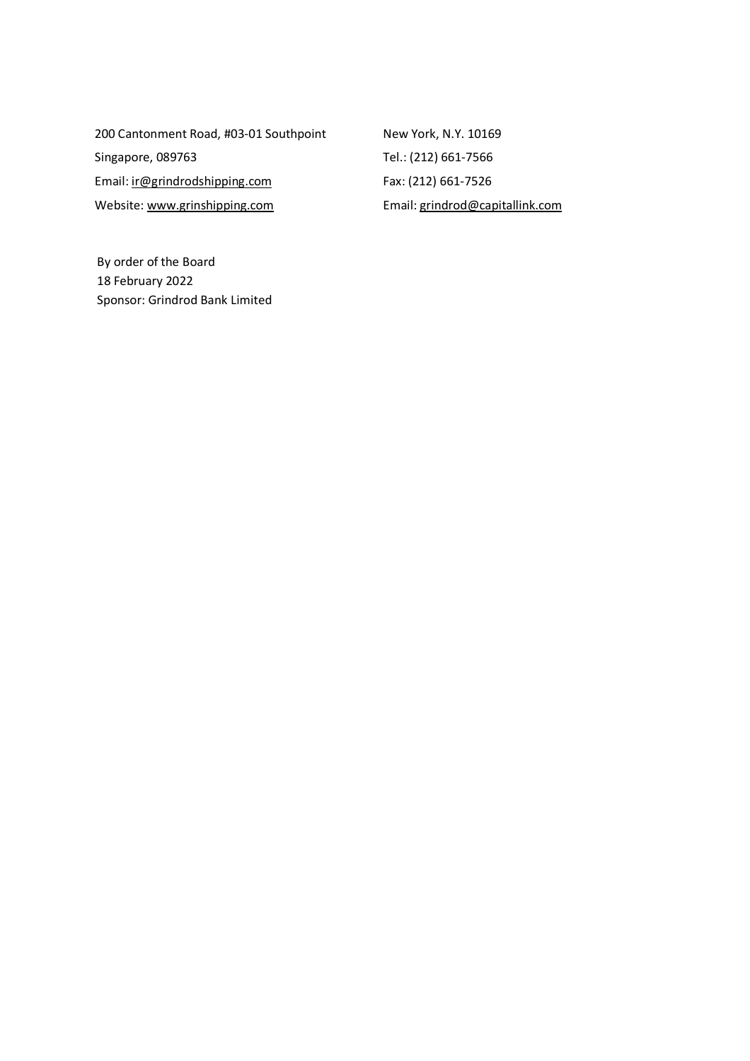200 Cantonment Road, #03-01 Southpoint
Singapore, 089763
Email: ir@grindrodshipping.com
Website: www.grinshipping.com

New York, N.Y. 10169
Tel.: (212) 661-7566
Fax: (212) 661-7526
Email: grindrod@capitallink.com

By order of the Board
18 February 2022
Sponsor: Grindrod Bank Limited